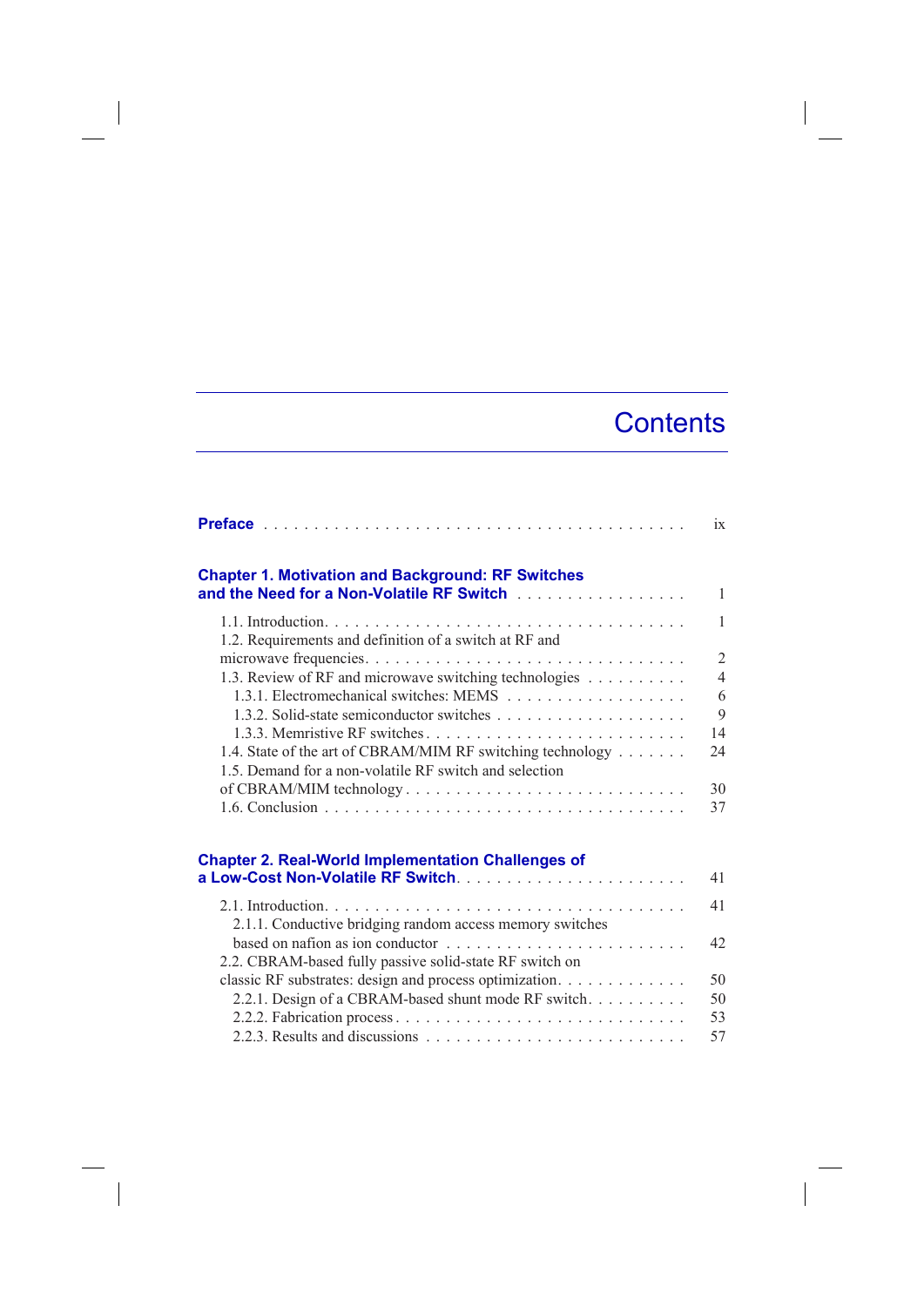# Contents

**Preface** . . . . . . . . . . . . . . . . . . . . . . . . . . . . . . . . . . . . . . . . ix

**Chapter 1. Motivation and Background: RF Switches and the Need for a Non-Volatile RF Switch** . . . . . . . . . . . . . . . . . 1

1.1. Introduction . . . . . . . . . . . . . . . . . . . . . . . . . . . . . . . . . . . . 1
1.2. Requirements and definition of a switch at RF and microwave frequencies . . . . . . . . . . . . . . . . . . . . . . . . . . . . . . . 2
1.3. Review of RF and microwave switching technologies . . . . . . . . . . 4
  1.3.1. Electromechanical switches: MEMS . . . . . . . . . . . . . . . . . . 6
  1.3.2. Solid-state semiconductor switches . . . . . . . . . . . . . . . . . . . 9
  1.3.3. Memristive RF switches . . . . . . . . . . . . . . . . . . . . . . . . . . 14
1.4. State of the art of CBRAM/MIM RF switching technology . . . . . . . 24
1.5. Demand for a non-volatile RF switch and selection of CBRAM/MIM technology . . . . . . . . . . . . . . . . . . . . . . . . . . 30
1.6. Conclusion . . . . . . . . . . . . . . . . . . . . . . . . . . . . . . . . . . . . . 37

**Chapter 2. Real-World Implementation Challenges of a Low-Cost Non-Volatile RF Switch** . . . . . . . . . . . . . . . . . . . . . . . 41

2.1. Introduction . . . . . . . . . . . . . . . . . . . . . . . . . . . . . . . . . . . . 41
  2.1.1. Conductive bridging random access memory switches based on nafion as ion conductor . . . . . . . . . . . . . . . . . . . . . . . . 42
2.2. CBRAM-based fully passive solid-state RF switch on classic RF substrates: design and process optimization . . . . . . . . . . . . 50
  2.2.1. Design of a CBRAM-based shunt mode RF switch . . . . . . . . . 50
  2.2.2. Fabrication process . . . . . . . . . . . . . . . . . . . . . . . . . . . . . 53
  2.2.3. Results and discussions . . . . . . . . . . . . . . . . . . . . . . . . . . 57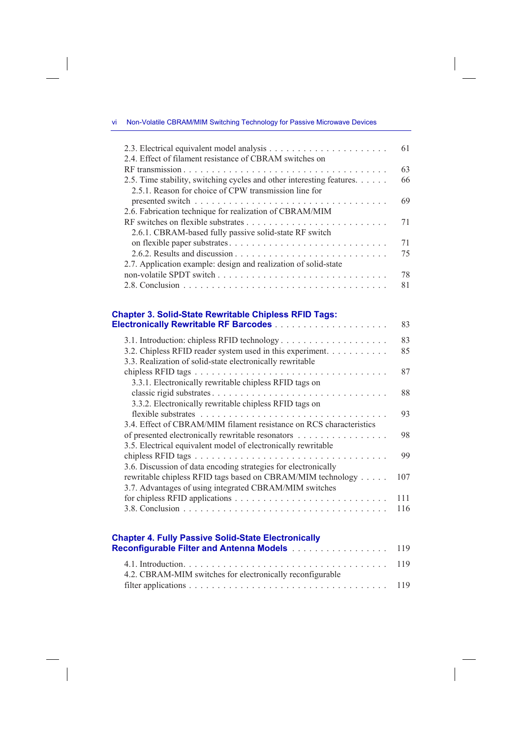2.3. Electrical equivalent model analysis . . . . . . . . . . . . . . . . . . . . . . 61

2.4. Effect of filament resistance of CBRAM switches on RF transmission . . . . . . . . . . . . . . . . . . . . . . . . . . . . . . . . . . . . 63

2.5. Time stability, switching cycles and other interesting features. . . . . . 66

2.5.1. Reason for choice of CPW transmission line for presented switch . . . . . . . . . . . . . . . . . . . . . . . . . . . . . . . . . . 69

2.6. Fabrication technique for realization of CBRAM/MIM RF switches on flexible substrates . . . . . . . . . . . . . . . . . . . . . . . . . . 71

2.6.1. CBRAM-based fully passive solid-state RF switch on flexible paper substrates . . . . . . . . . . . . . . . . . . . . . . . . . . 71

2.6.2. Results and discussion . . . . . . . . . . . . . . . . . . . . . . . . . . 75

2.7. Application example: design and realization of solid-state non-volatile SPDT switch . . . . . . . . . . . . . . . . . . . . . . . . . . . . . . 78

2.8. Conclusion . . . . . . . . . . . . . . . . . . . . . . . . . . . . . . . . . . . 81

## Chapter 3. Solid-State Rewritable Chipless RFID Tags: Electronically Rewritable RF Barcodes . . . . . . . . . . . . . . . . . . . . 83

3.1. Introduction: chipless RFID technology . . . . . . . . . . . . . . . . . . . 83

3.2. Chipless RFID reader system used in this experiment. . . . . . . . . . . 85

3.3. Realization of solid-state electronically rewritable chipless RFID tags . . . . . . . . . . . . . . . . . . . . . . . . . . . . . . . . . . . . 87

3.3.1. Electronically rewritable chipless RFID tags on classic rigid substrates . . . . . . . . . . . . . . . . . . . . . . . . . . . . . . 88

3.3.2. Electronically rewritable chipless RFID tags on flexible substrates . . . . . . . . . . . . . . . . . . . . . . . . . . . . . . . . . . 93

3.4. Effect of CBRAM/MIM filament resistance on RCS characteristics of presented electronically rewritable resonators . . . . . . . . . . . . . . . . 98

3.5. Electrical equivalent model of electronically rewritable chipless RFID tags . . . . . . . . . . . . . . . . . . . . . . . . . . . . . . . . . . . . 99

3.6. Discussion of data encoding strategies for electronically rewritable chipless RFID tags based on CBRAM/MIM technology . . . . . 107

3.7. Advantages of using integrated CBRAM/MIM switches for chipless RFID applications . . . . . . . . . . . . . . . . . . . . . . . . . . . 111

3.8. Conclusion . . . . . . . . . . . . . . . . . . . . . . . . . . . . . . . . . . . 116

## Chapter 4. Fully Passive Solid-State Electronically Reconfigurable Filter and Antenna Models . . . . . . . . . . . . . . . . . 119

4.1. Introduction. . . . . . . . . . . . . . . . . . . . . . . . . . . . . . . . . . . 119

4.2. CBRAM-MIM switches for electronically reconfigurable filter applications . . . . . . . . . . . . . . . . . . . . . . . . . . . . . . . . . . . 119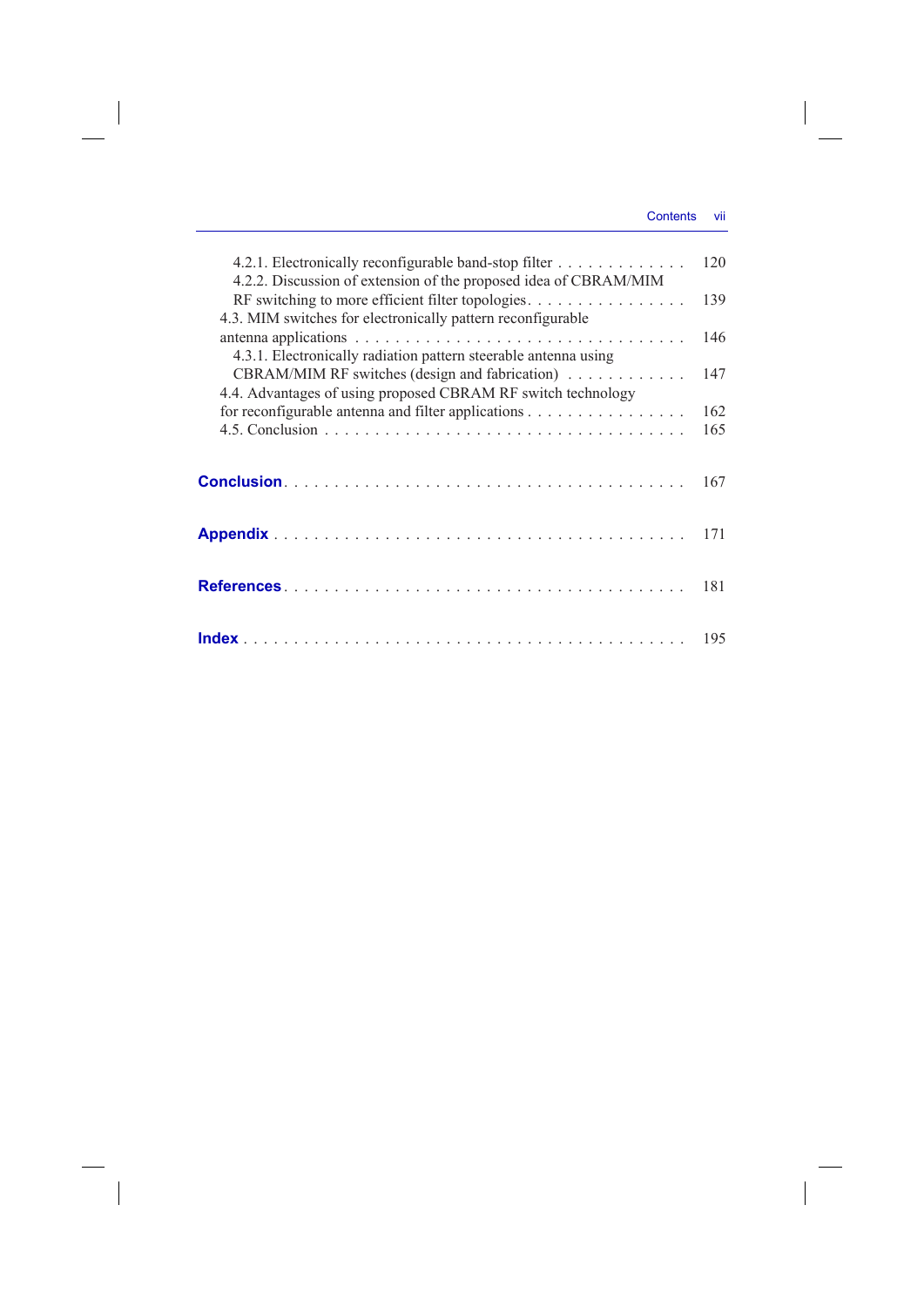4.2.1. Electronically reconfigurable band-stop filter . . . . . . . . . . . . . 120

4.2.2. Discussion of extension of the proposed idea of CBRAM/MIM RF switching to more efficient filter topologies. . . . . . . . . . . . . . . . 139

4.3. MIM switches for electronically pattern reconfigurable antenna applications . . . . . . . . . . . . . . . . . . . . . . . . . . . . . . . . . 146

4.3.1. Electronically radiation pattern steerable antenna using CBRAM/MIM RF switches (design and fabrication) . . . . . . . . . . . 147

4.4. Advantages of using proposed CBRAM RF switch technology for reconfigurable antenna and filter applications . . . . . . . . . . . . . . . . 162

4.5. Conclusion . . . . . . . . . . . . . . . . . . . . . . . . . . . . . . . . . . . 165

**Conclusion** . . . . . . . . . . . . . . . . . . . . . . . . . . . . . . . . . . . . . 167

**Appendix** . . . . . . . . . . . . . . . . . . . . . . . . . . . . . . . . . . . . . . 171

**References** . . . . . . . . . . . . . . . . . . . . . . . . . . . . . . . . . . . . . 181

**Index** . . . . . . . . . . . . . . . . . . . . . . . . . . . . . . . . . . . . . . . . . 195